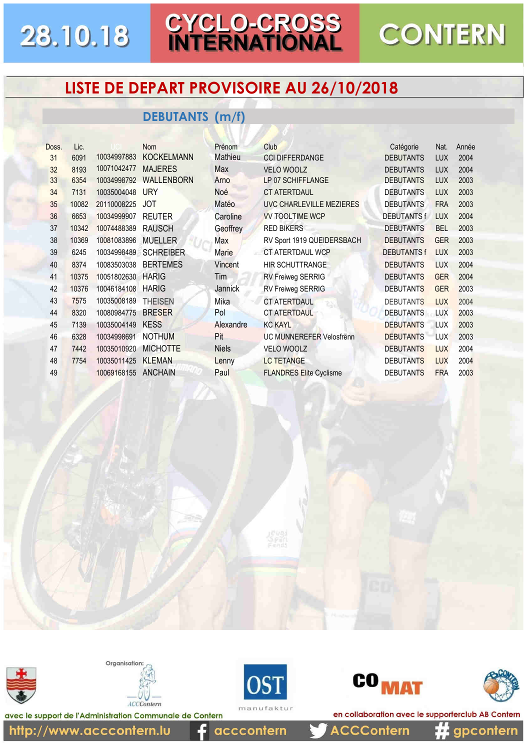# 28.10.18 CYCLO-CROSS INTERNATIONAL CONTERN

## LISTE DE DEPART PROVISOIRE AU 26/10/2018

### DEBUTANTS (m/f)

| Doss. | Lic. | UCI | Nom | Prénom | Club | Catégorie | Nat. | Année |
|---|---|---|---|---|---|---|---|---|
| 31 | 6091 | 10034997883 | KOCKELMANN | Mathieu | CCI DIFFERDANGE | DEBUTANTS | LUX | 2004 |
| 32 | 8193 | 10071042477 | MAJERES | Max | VELO WOOLZ | DEBUTANTS | LUX | 2004 |
| 33 | 6354 | 10034998792 | WALLENBORN | Arno | LP 07 SCHIFFLANGE | DEBUTANTS | LUX | 2003 |
| 34 | 7131 | 10035004048 | URY | Noé | CT ATERTDAUL | DEBUTANTS | LUX | 2003 |
| 35 | 10082 | 20110008225 | JOT | Matéo | UVC CHARLEVILLE MEZIERES | DEBUTANTS | FRA | 2003 |
| 36 | 6653 | 10034999907 | REUTER | Caroline | VV TOOLTIME WCP | DEBUTANTS f | LUX | 2004 |
| 37 | 10342 | 10074488389 | RAUSCH | Geoffrey | RED BIKERS | DEBUTANTS | BEL | 2003 |
| 38 | 10369 | 10081083896 | MUELLER | Max | RV Sport 1919 QUEIDERSBACH | DEBUTANTS | GER | 2003 |
| 39 | 6245 | 10034998489 | SCHREIBER | Marie | CT ATERTDAUL WCP | DEBUTANTS f | LUX | 2003 |
| 40 | 8374 | 10083503038 | BERTEMES | Vincent | HIR SCHUTTRANGE | DEBUTANTS | LUX | 2004 |
| 41 | 10375 | 10051802630 | HARIG | Tim | RV Freiweg SERRIG | DEBUTANTS | GER | 2004 |
| 42 | 10376 | 10046184108 | HARIG | Jannick | RV Freiweg SERRIG | DEBUTANTS | GER | 2003 |
| 43 | 7575 | 10035008189 | THEISEN | Mika | CT ATERTDAUL | DEBUTANTS | LUX | 2004 |
| 44 | 8320 | 10080984775 | BRESER | Pol | CT ATERTDAUL | DEBUTANTS | LUX | 2003 |
| 45 | 7139 | 10035004149 | KESS | Alexandre | KC KAYL | DEBUTANTS | LUX | 2003 |
| 46 | 6328 | 10034998691 | NOTHUM | Pit | UC MUNNEREFER Velosfrënn | DEBUTANTS | LUX | 2003 |
| 47 | 7442 | 10035010920 | MICHOTTE | Niels | VELO WOOLZ | DEBUTANTS | LUX | 2004 |
| 48 | 7754 | 10035011425 | KLEMAN | Lenny | LC TETANGE | DEBUTANTS | LUX | 2004 |
| 49 | | 10069168155 | ANCHAIN | Paul | FLANDRES Elite Cyclisme | DEBUTANTS | FRA | 2003 |

Organisation: ACCContern

avec le support de l'Administration Communale de Contern

OST manufaktur

COMAT

en collaboration avec le supporterclub AB Contern

http://www.acccontern.lu | acccontern | ACCContern | # gpcontern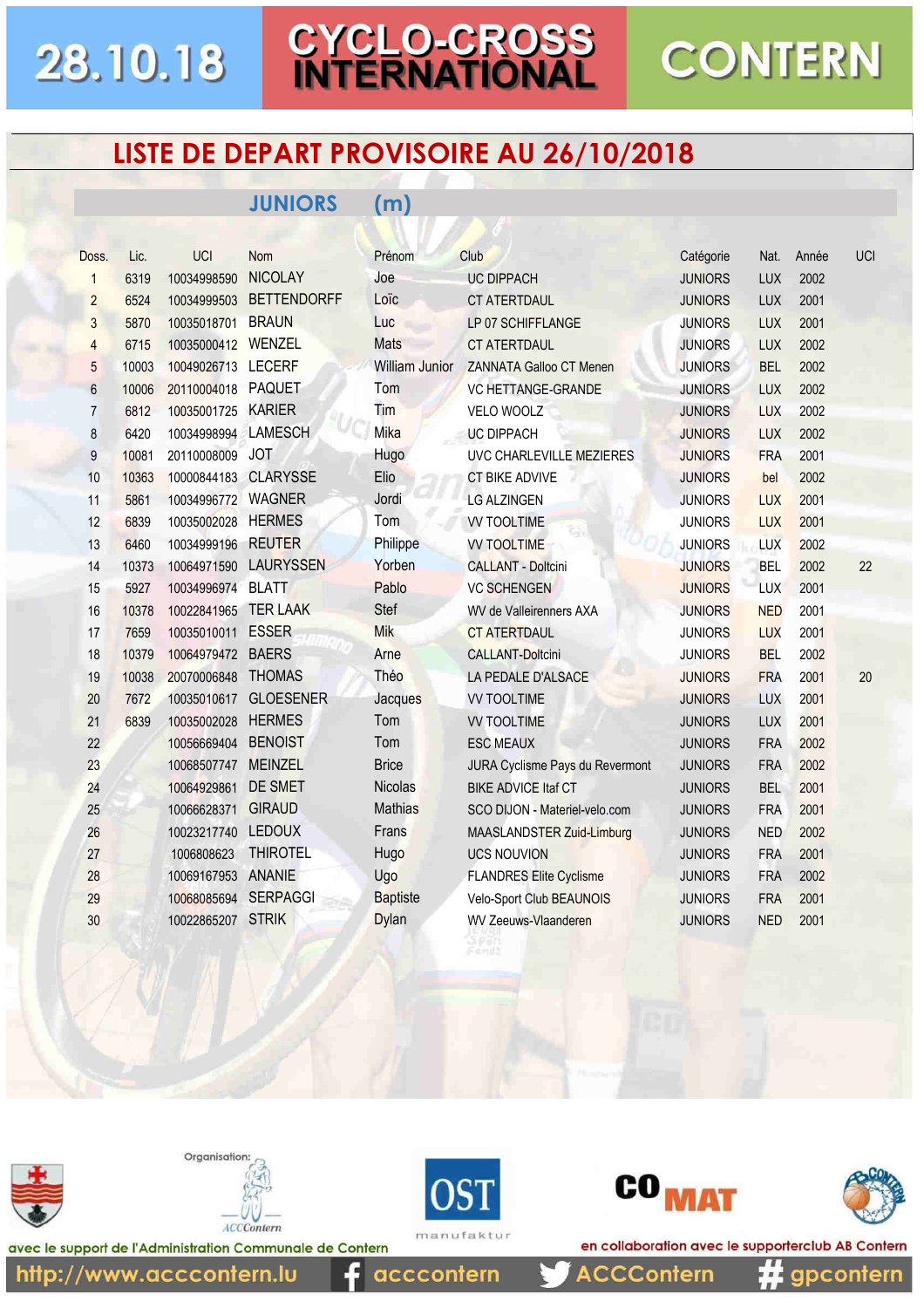# 28.10.18 CYCLO-CROSS INTERNATIONAL CONTERN

## LISTE DE DEPART PROVISOIRE AU 26/10/2018

### JUNIORS (m)

| Doss. | Lic. | UCI | Nom | Prénom | Club | Catégorie | Nat. | Année | UCI |
|---|---|---|---|---|---|---|---|---|---|
| 1 | 6319 | 10034998590 | NICOLAY | Joe | UC DIPPACH | JUNIORS | LUX | 2002 | |
| 2 | 6524 | 10034999503 | BETTENDORFF | Loïc | CT ATERTDAUL | JUNIORS | LUX | 2001 | |
| 3 | 5870 | 10035018701 | BRAUN | Luc | LP 07 SCHIFFLANGE | JUNIORS | LUX | 2001 | |
| 4 | 6715 | 10035000412 | WENZEL | Mats | CT ATERTDAUL | JUNIORS | LUX | 2002 | |
| 5 | 10003 | 10049026713 | LECERF | William Junior | ZANNATA Galloo CT Menen | JUNIORS | BEL | 2002 | |
| 6 | 10006 | 20110004018 | PAQUET | Tom | VC HETTANGE-GRANDE | JUNIORS | LUX | 2002 | |
| 7 | 6812 | 10035001725 | KARIER | Tim | VELO WOOLZ | JUNIORS | LUX | 2002 | |
| 8 | 6420 | 10034998994 | LAMESCH | Mika | UC DIPPACH | JUNIORS | LUX | 2002 | |
| 9 | 10081 | 20110008009 | JOT | Hugo | UVC CHARLEVILLE MEZIERES | JUNIORS | FRA | 2001 | |
| 10 | 10363 | 10000844183 | CLARYSSE | Elio | CT BIKE ADVIVE | JUNIORS | bel | 2002 | |
| 11 | 5861 | 10034996772 | WAGNER | Jordi | LG ALZINGEN | JUNIORS | LUX | 2001 | |
| 12 | 6839 | 10035002028 | HERMES | Tom | VV TOOLTIME | JUNIORS | LUX | 2001 | |
| 13 | 6460 | 10034999196 | REUTER | Philippe | VV TOOLTIME | JUNIORS | LUX | 2002 | |
| 14 | 10373 | 10064971590 | LAURYSSEN | Yorben | CALLANT - Doltcini | JUNIORS | BEL | 2002 | 22 |
| 15 | 5927 | 10034996974 | BLATT | Pablo | VC SCHENGEN | JUNIORS | LUX | 2001 | |
| 16 | 10378 | 10022841965 | TER LAAK | Stef | WV de Valleirenners AXA | JUNIORS | NED | 2001 | |
| 17 | 7659 | 10035010011 | ESSER | Mik | CT ATERTDAUL | JUNIORS | LUX | 2001 | |
| 18 | 10379 | 10064979472 | BAERS | Arne | CALLANT-Doltcini | JUNIORS | BEL | 2002 | |
| 19 | 10038 | 20070006848 | THOMAS | Théo | LA PEDALE D'ALSACE | JUNIORS | FRA | 2001 | 20 |
| 20 | 7672 | 10035010617 | GLOESENER | Jacques | VV TOOLTIME | JUNIORS | LUX | 2001 | |
| 21 | 6839 | 10035002028 | HERMES | Tom | VV TOOLTIME | JUNIORS | LUX | 2001 | |
| 22 | | 10056669404 | BENOIST | Tom | ESC MEAUX | JUNIORS | FRA | 2002 | |
| 23 | | 10068507747 | MEINZEL | Brice | JURA Cyclisme Pays du Revermont | JUNIORS | FRA | 2002 | |
| 24 | | 10064929861 | DE SMET | Nicolas | BIKE ADVICE Itaf CT | JUNIORS | BEL | 2001 | |
| 25 | | 10066628371 | GIRAUD | Mathias | SCO DIJON - Materiel-velo.com | JUNIORS | FRA | 2001 | |
| 26 | | 10023217740 | LEDOUX | Frans | MAASLANDSTER Zuid-Limburg | JUNIORS | NED | 2002 | |
| 27 | | 1006808623 | THIROTEL | Hugo | UCS NOUVION | JUNIORS | FRA | 2001 | |
| 28 | | 10069167953 | ANANIE | Ugo | FLANDRES Elite Cyclisme | JUNIORS | FRA | 2002 | |
| 29 | | 10068085694 | SERPAGGI | Baptiste | Velo-Sport Club BEAUNOIS | JUNIORS | FRA | 2001 | |
| 30 | | 10022865207 | STRIK | Dylan | WV Zeeuws-Vlaanderen | JUNIORS | NED | 2001 | |

Organisation: ACCContern

avec le support de l'Administration Communale de Contern

OST manufaktur

COMAT

en collaboration avec le supporterclub AB Contern

http://www.acccontern.lu | acccontern | ACCContern | # gpcontern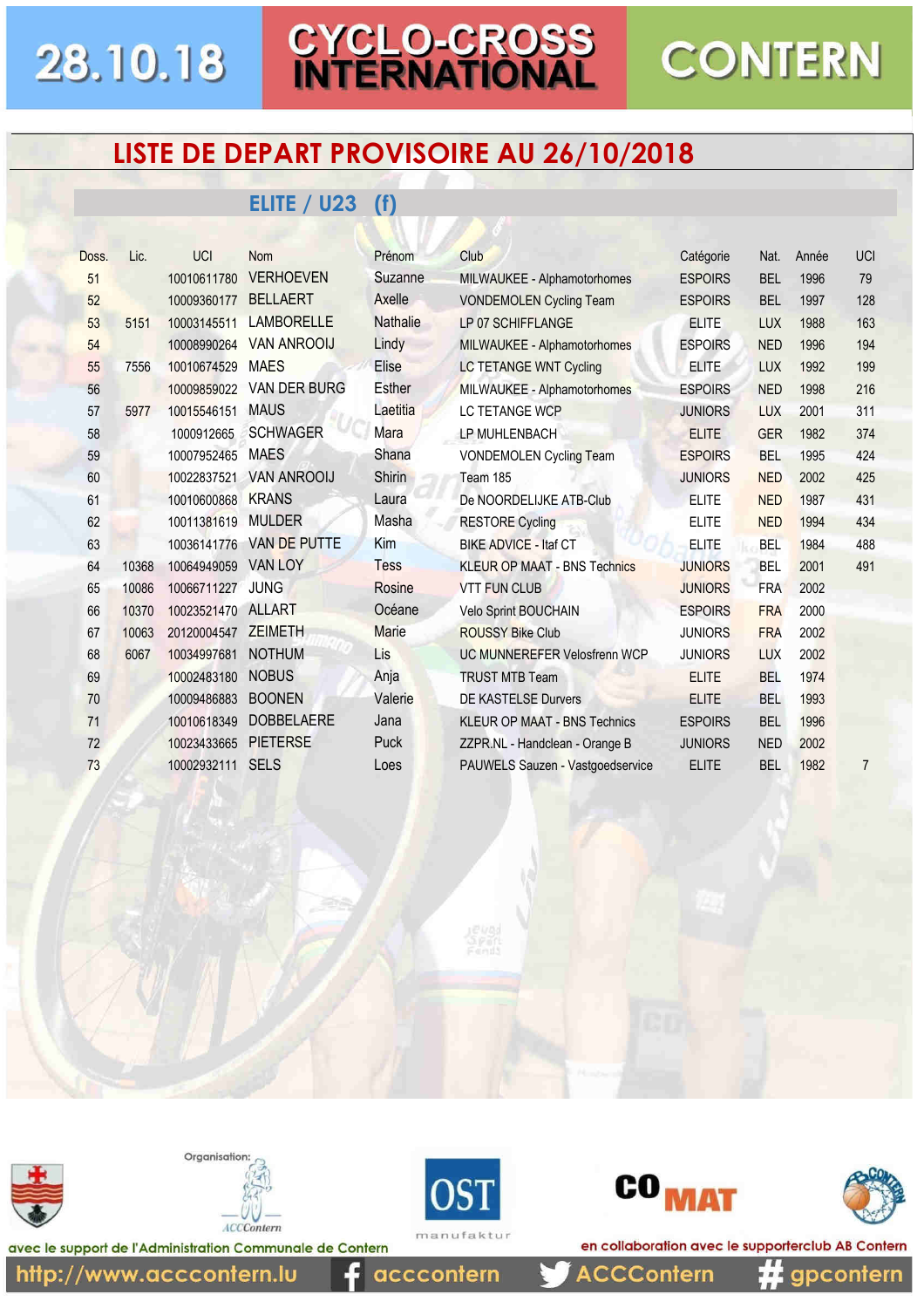# 28.10.18 CYCLO-CROSS INTERNATIONAL CONTERN

## LISTE DE DEPART PROVISOIRE AU 26/10/2018

### ELITE / U23 (f)

| Doss. | Lic. | UCI | Nom | Prénom | Club | Catégorie | Nat. | Année | UCI |
|---|---|---|---|---|---|---|---|---|---|
| 51 | | 10010611780 | VERHOEVEN | Suzanne | MILWAUKEE - Alphamotorhomes | ESPOIRS | BEL | 1996 | 79 |
| 52 | | 10009360177 | BELLAERT | Axelle | VONDEMOLEN Cycling Team | ESPOIRS | BEL | 1997 | 128 |
| 53 | 5151 | 10003145511 | LAMBORELLE | Nathalie | LP 07 SCHIFFLANGE | ELITE | LUX | 1988 | 163 |
| 54 | | 10008990264 | VAN ANROOIJ | Lindy | MILWAUKEE - Alphamotorhomes | ESPOIRS | NED | 1996 | 194 |
| 55 | 7556 | 10010674529 | MAES | Elise | LC TETANGE WNT Cycling | ELITE | LUX | 1992 | 199 |
| 56 | | 10009859022 | VAN DER BURG | Esther | MILWAUKEE - Alphamotorhomes | ESPOIRS | NED | 1998 | 216 |
| 57 | 5977 | 10015546151 | MAUS | Laetitia | LC TETANGE WCP | JUNIORS | LUX | 2001 | 311 |
| 58 | | 1000912665 | SCHWAGER | Mara | LP MUHLENBACH | ELITE | GER | 1982 | 374 |
| 59 | | 10007952465 | MAES | Shana | VONDEMOLEN Cycling Team | ESPOIRS | BEL | 1995 | 424 |
| 60 | | 10022837521 | VAN ANROOIJ | Shirin | Team 185 | JUNIORS | NED | 2002 | 425 |
| 61 | | 10010600868 | KRANS | Laura | De NOORDELIJKE ATB-Club | ELITE | NED | 1987 | 431 |
| 62 | | 10011381619 | MULDER | Masha | RESTORE Cycling | ELITE | NED | 1994 | 434 |
| 63 | | 10036141776 | VAN DE PUTTE | Kim | BIKE ADVICE - Itaf CT | ELITE | BEL | 1984 | 488 |
| 64 | 10368 | 10064949059 | VAN LOY | Tess | KLEUR OP MAAT - BNS Technics | JUNIORS | BEL | 2001 | 491 |
| 65 | 10086 | 10066711227 | JUNG | Rosine | VTT FUN CLUB | JUNIORS | FRA | 2002 | |
| 66 | 10370 | 10023521470 | ALLART | Océane | Velo Sprint BOUCHAIN | ESPOIRS | FRA | 2000 | |
| 67 | 10063 | 20120004547 | ZEIMETH | Marie | ROUSSY Bike Club | JUNIORS | FRA | 2002 | |
| 68 | 6067 | 10034997681 | NOTHUM | Lis | UC MUNNEREFER Velosfrenn WCP | JUNIORS | LUX | 2002 | |
| 69 | | 10002483180 | NOBUS | Anja | TRUST MTB Team | ELITE | BEL | 1974 | |
| 70 | | 10009486883 | BOONEN | Valerie | DE KASTELSE Durvers | ELITE | BEL | 1993 | |
| 71 | | 10010618349 | DOBBELAERE | Jana | KLEUR OP MAAT - BNS Technics | ESPOIRS | BEL | 1996 | |
| 72 | | 10023433665 | PIETERSE | Puck | ZZPR.NL - Handclean - Orange B | JUNIORS | NED | 2002 | |
| 73 | | 10002932111 | SELS | Loes | PAUWELS Sauzen - Vastgoedservice | ELITE | BEL | 1982 | 7 |

Organisation: ACCContern

avec le support de l'Administration Communale de Contern

OST manufaktur

COMAT

en collaboration avec le supporterclub AB Contern

http://www.acccontern.lu | acccontern | ACCContern | # gpcontern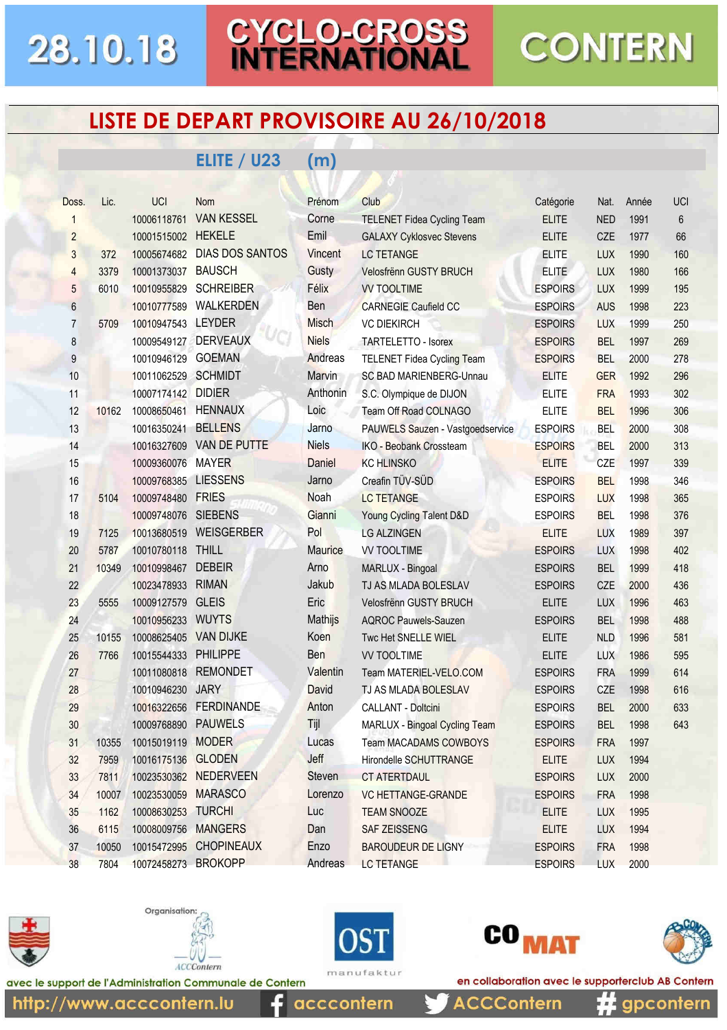# 28.10.18 CYCLO-CROSS INTERNATIONAL CONTERN

## LISTE DE DEPART PROVISOIRE AU 26/10/2018

### ELITE / U23 (m)

| Doss. | Lic. | UCI | Nom | Prénom | Club | Catégorie | Nat. | Année | UCI |
|---|---|---|---|---|---|---|---|---|---|
| 1 | | 10006118761 | VAN KESSEL | Corne | TELENET Fidea Cycling Team | ELITE | NED | 1991 | 6 |
| 2 | | 10001515002 | HEKELE | Emil | GALAXY Cyklosvet Stevens | ELITE | CZE | 1977 | 66 |
| 3 | 372 | 10005674682 | DIAS DOS SANTOS | Vincent | LC TETANGE | ELITE | LUX | 1990 | 160 |
| 4 | 3379 | 10001373037 | BAUSCH | Gusty | Velosfrënn GUSTY BRUCH | ELITE | LUX | 1980 | 166 |
| 5 | 6010 | 10010955829 | SCHREIBER | Félix | VV TOOLTIME | ESPOIRS | LUX | 1999 | 195 |
| 6 | | 10010777589 | WALKERDEN | Ben | CARNEGIE Caufield CC | ESPOIRS | AUS | 1998 | 223 |
| 7 | 5709 | 10010947543 | LEYDER | Misch | VC DIEKIRCH | ESPOIRS | LUX | 1999 | 250 |
| 8 | | 10009549127 | DERVEAUX | Niels | TARTELETTO - Isorex | ESPOIRS | BEL | 1997 | 269 |
| 9 | | 10010946129 | GOEMAN | Andreas | TELENET Fidea Cycling Team | ESPOIRS | BEL | 2000 | 278 |
| 10 | | 10011062529 | SCHMIDT | Marvin | SC BAD MARIENBERG-Unnau | ELITE | GER | 1992 | 296 |
| 11 | | 10007174142 | DIDIER | Anthonin | S.C. Olympique de DIJON | ELITE | FRA | 1993 | 302 |
| 12 | 10162 | 10008650461 | HENNAUX | Loic | Team Off Road COLNAGO | ELITE | BEL | 1996 | 306 |
| 13 | | 10016350241 | BELLENS | Jarno | PAUWELS Sauzen - Vastgoedservice | ESPOIRS | BEL | 2000 | 308 |
| 14 | | 10016327609 | VAN DE PUTTE | Niels | IKO - Beobank Crossteam | ESPOIRS | BEL | 2000 | 313 |
| 15 | | 10009360076 | MAYER | Daniel | KC HLINSKO | ELITE | CZE | 1997 | 339 |
| 16 | | 10009768385 | LIESSENS | Jarno | Creafin TÜV-SÜD | ESPOIRS | BEL | 1998 | 346 |
| 17 | 5104 | 10009748480 | FRIES | Noah | LC TETANGE | ESPOIRS | LUX | 1998 | 365 |
| 18 | | 10009748076 | SIEBENS | Gianni | Young Cycling Talent D&D | ESPOIRS | BEL | 1998 | 376 |
| 19 | 7125 | 10013680519 | WEISGERBER | Pol | LG ALZINGEN | ELITE | LUX | 1989 | 397 |
| 20 | 5787 | 10010780118 | THILL | Maurice | VV TOOLTIME | ESPOIRS | LUX | 1998 | 402 |
| 21 | 10349 | 10010998467 | DEBEIR | Arno | MARLUX - Bingoal | ESPOIRS | BEL | 1999 | 418 |
| 22 | | 10023478933 | RIMAN | Jakub | TJ AS MLADA BOLESLAV | ESPOIRS | CZE | 2000 | 436 |
| 23 | 5555 | 10009127579 | GLEIS | Eric | Velosfrënn GUSTY BRUCH | ELITE | LUX | 1996 | 463 |
| 24 | | 10010956233 | WUYTS | Mathijs | AQROC Pauwels-Sauzen | ESPOIRS | BEL | 1998 | 488 |
| 25 | 10155 | 10008625405 | VAN DIJKE | Koen | Twc Het SNELLE WIEL | ELITE | NLD | 1996 | 581 |
| 26 | 7766 | 10015544333 | PHILIPPE | Ben | VV TOOLTIME | ELITE | LUX | 1986 | 595 |
| 27 | | 10011080818 | REMONDET | Valentin | Team MATERIEL-VELO.COM | ESPOIRS | FRA | 1999 | 614 |
| 28 | | 10010946230 | JARY | David | TJ AS MLADA BOLESLAV | ESPOIRS | CZE | 1998 | 616 |
| 29 | | 10016322656 | FERDINANDE | Anton | CALLANT - Doltcini | ESPOIRS | BEL | 2000 | 633 |
| 30 | | 10009768890 | PAUWELS | Tijl | MARLUX - Bingoal Cycling Team | ESPOIRS | BEL | 1998 | 643 |
| 31 | 10355 | 10015019119 | MODER | Lucas | Team MACADAMS COWBOYS | ESPOIRS | FRA | 1997 | |
| 32 | 7959 | 10016175136 | GLODEN | Jeff | Hirondelle SCHUTTRANGE | ELITE | LUX | 1994 | |
| 33 | 7811 | 10023530362 | NEDERVEEN | Steven | CT ATERTDAUL | ESPOIRS | LUX | 2000 | |
| 34 | 10007 | 10023530059 | MARASCO | Lorenzo | VC HETTANGE-GRANDE | ESPOIRS | FRA | 1998 | |
| 35 | 1162 | 10008630253 | TURCHI | Luc | TEAM SNOOZE | ELITE | LUX | 1995 | |
| 36 | 6115 | 10008009756 | MANGERS | Dan | SAF ZEISSENG | ELITE | LUX | 1994 | |
| 37 | 10050 | 10015472995 | CHOPINEAUX | Enzo | BAROUDEUR DE LIGNY | ESPOIRS | FRA | 1998 | |
| 38 | 7804 | 10072458273 | BROKOPP | Andreas | LC TETANGE | ESPOIRS | LUX | 2000 | |

Organisation: ACCContern

avec le support de l'Administration Communale de Contern

OST manufaktur

COMAT

en collaboration avec le supporterclub AB Contern

http://www.acccontern.lu | acccontern | ACCContern | #gpcontern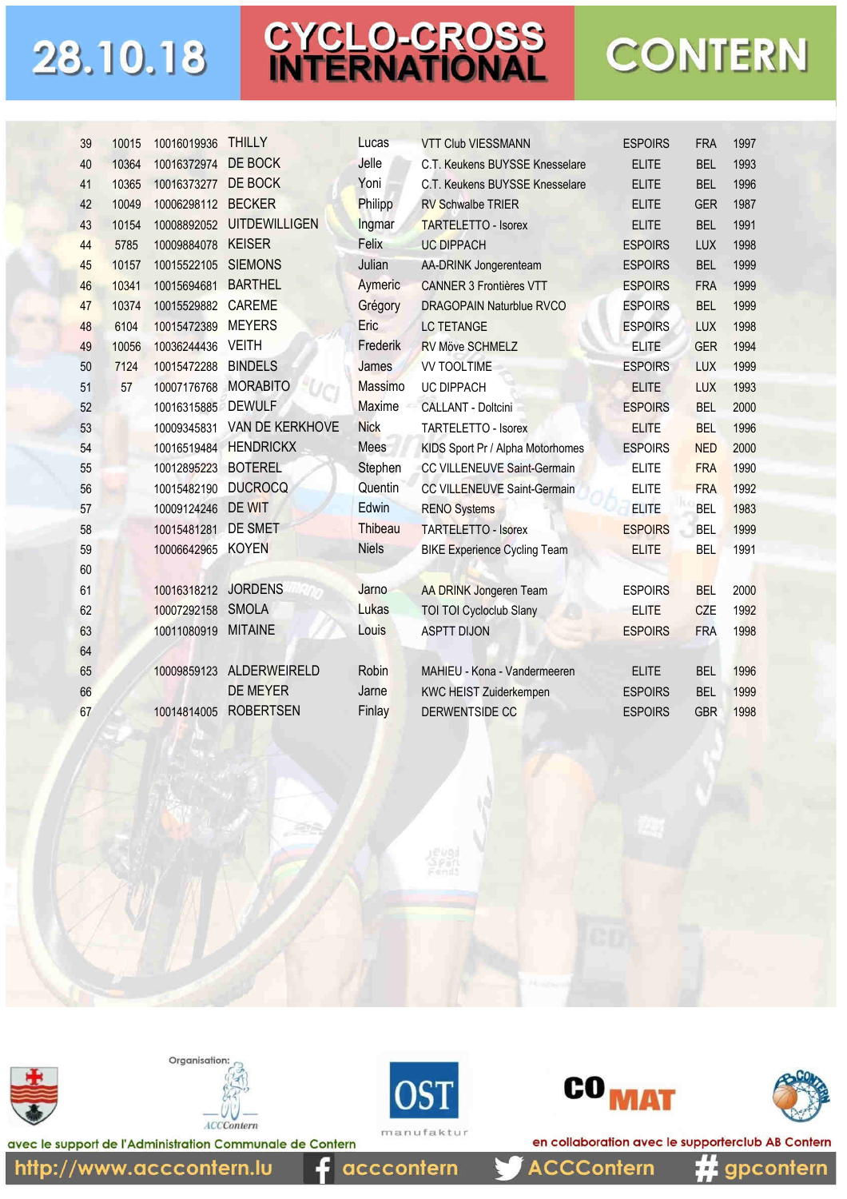# 28.10.18 CYCLO-CROSS INTERNATIONAL CONTERN

| | | | | | | | | |
|---|---|---|---|---|---|---|---|---|
| 39 | 10015 | 10016019936 | THILLY | Lucas | VTT Club VIESSMANN | ESPOIRS | FRA | 1997 |
| 40 | 10364 | 10016372974 | DE BOCK | Jelle | C.T. Keukens BUYSSE Knesselare | ELITE | BEL | 1993 |
| 41 | 10365 | 10016373277 | DE BOCK | Yoni | C.T. Keukens BUYSSE Knesselare | ELITE | BEL | 1996 |
| 42 | 10049 | 10006298112 | BECKER | Philipp | RV Schwalbe TRIER | ELITE | GER | 1987 |
| 43 | 10154 | 10008892052 | UITDEWILLIGEN | Ingmar | TARTELETTO - Isorex | ELITE | BEL | 1991 |
| 44 | 5785 | 10009884078 | KEISER | Felix | UC DIPPACH | ESPOIRS | LUX | 1998 |
| 45 | 10157 | 10015522105 | SIEMONS | Julian | AA-DRINK Jongerenteam | ESPOIRS | BEL | 1999 |
| 46 | 10341 | 10015694681 | BARTHEL | Aymeric | CANNER 3 Frontières VTT | ESPOIRS | FRA | 1999 |
| 47 | 10374 | 10015529882 | CAREME | Grégory | DRAGOPAIN Naturblue RVCO | ESPOIRS | BEL | 1999 |
| 48 | 6104 | 10015472389 | MEYERS | Eric | LC TETANGE | ESPOIRS | LUX | 1998 |
| 49 | 10056 | 10036244436 | VEITH | Frederik | RV Möve SCHMELZ | ELITE | GER | 1994 |
| 50 | 7124 | 10015472288 | BINDELS | James | VV TOOLTIME | ESPOIRS | LUX | 1999 |
| 51 | 57 | 10007176768 | MORABITO | Massimo | UC DIPPACH | ELITE | LUX | 1993 |
| 52 | | 10016315885 | DEWULF | Maxime | CALLANT - Doltcini | ESPOIRS | BEL | 2000 |
| 53 | | 10009345831 | VAN DE KERKHOVE | Nick | TARTELETTO - Isorex | ELITE | BEL | 1996 |
| 54 | | 10016519484 | HENDRICKX | Mees | KIDS Sport Pr / Alpha Motorhomes | ESPOIRS | NED | 2000 |
| 55 | | 10012895223 | BOTEREL | Stephen | CC VILLENEUVE Saint-Germain | ELITE | FRA | 1990 |
| 56 | | 10015482190 | DUCROCQ | Quentin | CC VILLENEUVE Saint-Germain | ELITE | FRA | 1992 |
| 57 | | 10009124246 | DE WIT | Edwin | RENO Systems | ELITE | BEL | 1983 |
| 58 | | 10015481281 | DE SMET | Thibeau | TARTELETTO - Isorex | ESPOIRS | BEL | 1999 |
| 59 | | 10006642965 | KOYEN | Niels | BIKE Experience Cycling Team | ELITE | BEL | 1991 |
| 60 | | | | | | | | |
| 61 | | 10016318212 | JORDENS | Jarno | AA DRINK Jongeren Team | ESPOIRS | BEL | 2000 |
| 62 | | 10007292158 | SMOLA | Lukas | TOI TOI Cycloclub Slany | ELITE | CZE | 1992 |
| 63 | | 10011080919 | MITAINE | Louis | ASPTT DIJON | ESPOIRS | FRA | 1998 |
| 64 | | | | | | | | |
| 65 | | 10009859123 | ALDERWEIRELD | Robin | MAHIEU - Kona - Vandermeeren | ELITE | BEL | 1996 |
| 66 | | | DE MEYER | Jarne | KWC HEIST Zuiderkempen | ESPOIRS | BEL | 1999 |
| 67 | | 10014814005 | ROBERTSEN | Finlay | DERWENTSIDE CC | ESPOIRS | GBR | 1998 |

Organisation: ACCContern

avec le support de l'Administration Communale de Contern

OST manufaktur

COMAT

en collaboration avec le supporterclub AB Contern

http://www.acccontern.lu | acccontern | ACCContern | # gpcontern